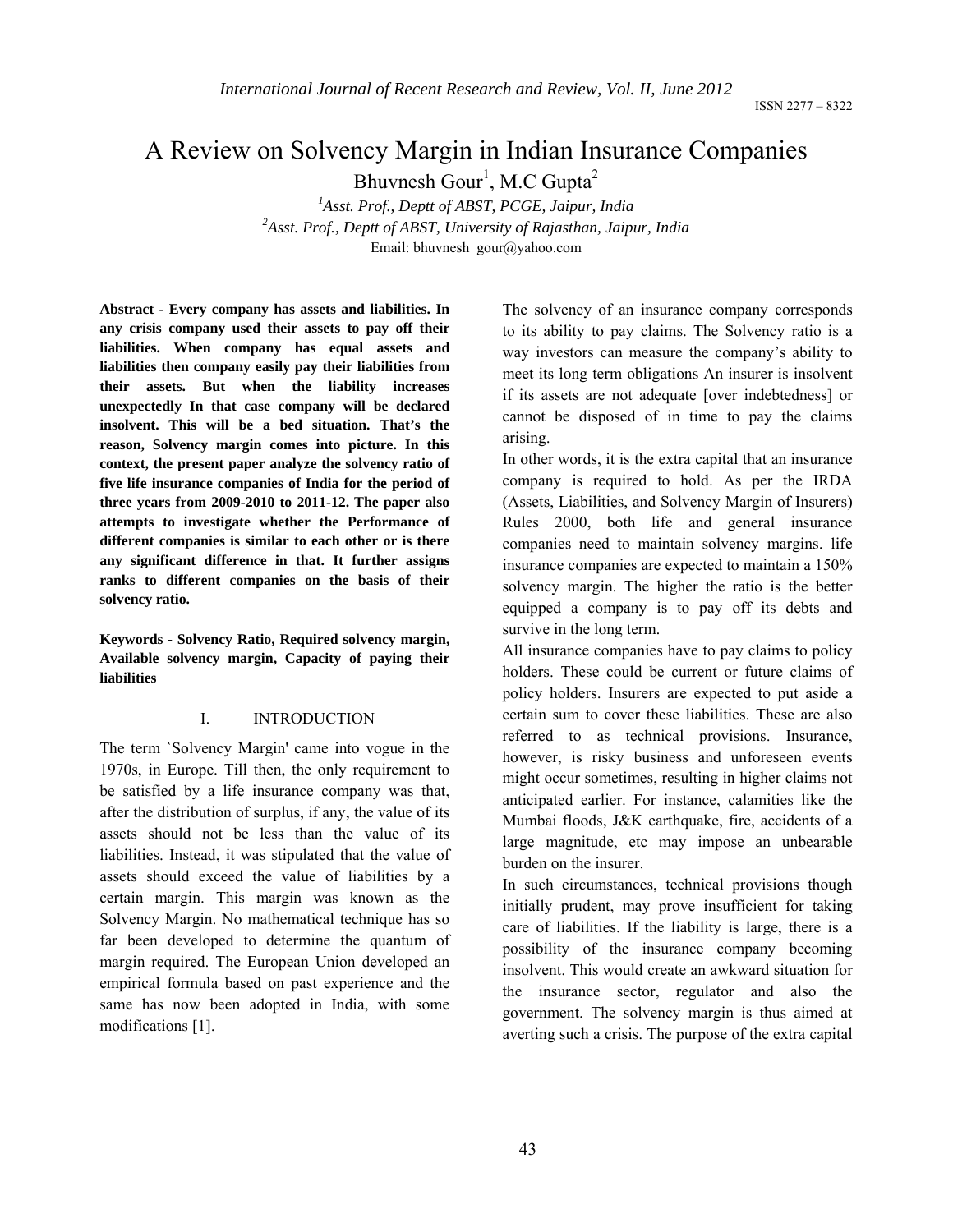# A Review on Solvency Margin in Indian Insurance Companies

Bhuvnesh Gour[1], M.C Gupta[2]

[1]*Asst. Prof., Deptt of ABST, PCGE, Jaipur, India*

[2]*Asst. Prof., Deptt of ABST, University of Rajasthan, Jaipur, India*

Email: bhuvnesh_gour@yahoo.com

**Abstract - Every company has assets and liabilities. In any crisis company used their assets to pay off their liabilities. When company has equal assets and liabilities then company easily pay their liabilities from their assets. But when the liability increases unexpectedly In that case company will be declared insolvent. This will be a bed situation. That's the reason, Solvency margin comes into picture. In this context, the present paper analyze the solvency ratio of five life insurance companies of India for the period of three years from 2009-2010 to 2011-12. The paper also attempts to investigate whether the Performance of different companies is similar to each other or is there any significant difference in that. It further assigns ranks to different companies on the basis of their solvency ratio.**

**Keywords - Solvency Ratio, Required solvency margin, Available solvency margin, Capacity of paying their liabilities**

## I. INTRODUCTION

The term `Solvency Margin' came into vogue in the 1970s, in Europe. Till then, the only requirement to be satisfied by a life insurance company was that, after the distribution of surplus, if any, the value of its assets should not be less than the value of its liabilities. Instead, it was stipulated that the value of assets should exceed the value of liabilities by a certain margin. This margin was known as the Solvency Margin. No mathematical technique has so far been developed to determine the quantum of margin required. The European Union developed an empirical formula based on past experience and the same has now been adopted in India, with some modifications [1].

The solvency of an insurance company corresponds to its ability to pay claims. The Solvency ratio is a way investors can measure the company's ability to meet its long term obligations An insurer is insolvent if its assets are not adequate [over indebtedness] or cannot be disposed of in time to pay the claims arising.

In other words, it is the extra capital that an insurance company is required to hold. As per the IRDA (Assets, Liabilities, and Solvency Margin of Insurers) Rules 2000, both life and general insurance companies need to maintain solvency margins. life insurance companies are expected to maintain a 150% solvency margin. The higher the ratio is the better equipped a company is to pay off its debts and survive in the long term.

All insurance companies have to pay claims to policy holders. These could be current or future claims of policy holders. Insurers are expected to put aside a certain sum to cover these liabilities. These are also referred to as technical provisions. Insurance, however, is risky business and unforeseen events might occur sometimes, resulting in higher claims not anticipated earlier. For instance, calamities like the Mumbai floods, J&K earthquake, fire, accidents of a large magnitude, etc may impose an unbearable burden on the insurer.

In such circumstances, technical provisions though initially prudent, may prove insufficient for taking care of liabilities. If the liability is large, there is a possibility of the insurance company becoming insolvent. This would create an awkward situation for the insurance sector, regulator and also the government. The solvency margin is thus aimed at averting such a crisis. The purpose of the extra capital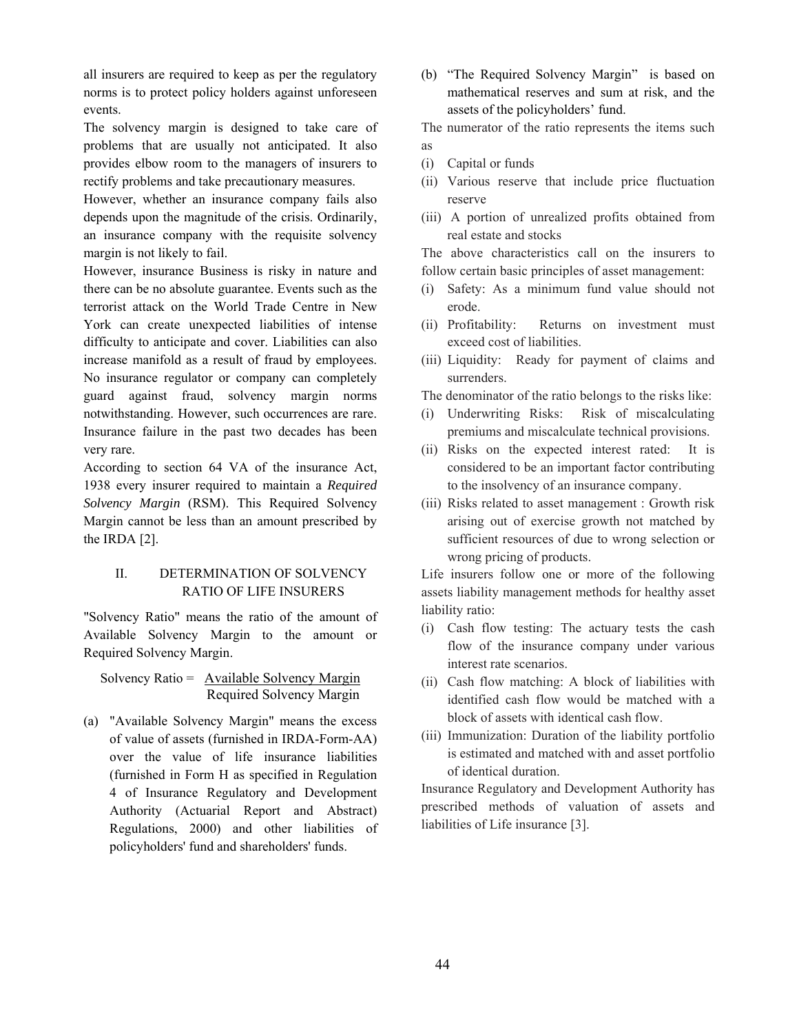all insurers are required to keep as per the regulatory norms is to protect policy holders against unforeseen events.

The solvency margin is designed to take care of problems that are usually not anticipated. It also provides elbow room to the managers of insurers to rectify problems and take precautionary measures.

However, whether an insurance company fails also depends upon the magnitude of the crisis. Ordinarily, an insurance company with the requisite solvency margin is not likely to fail.

However, insurance Business is risky in nature and there can be no absolute guarantee. Events such as the terrorist attack on the World Trade Centre in New York can create unexpected liabilities of intense difficulty to anticipate and cover. Liabilities can also increase manifold as a result of fraud by employees. No insurance regulator or company can completely guard against fraud, solvency margin norms notwithstanding. However, such occurrences are rare. Insurance failure in the past two decades has been very rare.

According to section 64 VA of the insurance Act, 1938 every insurer required to maintain a *Required Solvency Margin* (RSM). This Required Solvency Margin cannot be less than an amount prescribed by the IRDA [2].

## II. DETERMINATION OF SOLVENCY RATIO OF LIFE INSURERS

"Solvency Ratio" means the ratio of the amount of Available Solvency Margin to the amount or Required Solvency Margin.

$$\text{Solvency Ratio} = \frac{\text{Available Solvency Margin}}{\text{Required Solvency Margin}}$$

(a) "Available Solvency Margin" means the excess of value of assets (furnished in IRDA-Form-AA) over the value of life insurance liabilities (furnished in Form H as specified in Regulation 4 of Insurance Regulatory and Development Authority (Actuarial Report and Abstract) Regulations, 2000) and other liabilities of policyholders' fund and shareholders' funds.

(b) "The Required Solvency Margin" is based on mathematical reserves and sum at risk, and the assets of the policyholders' fund.

The numerator of the ratio represents the items such as

(i) Capital or funds
(ii) Various reserve that include price fluctuation reserve
(iii) A portion of unrealized profits obtained from real estate and stocks

The above characteristics call on the insurers to follow certain basic principles of asset management:

(i) Safety: As a minimum fund value should not erode.
(ii) Profitability: Returns on investment must exceed cost of liabilities.
(iii) Liquidity: Ready for payment of claims and surrenders.

The denominator of the ratio belongs to the risks like:

(i) Underwriting Risks: Risk of miscalculating premiums and miscalculate technical provisions.
(ii) Risks on the expected interest rated: It is considered to be an important factor contributing to the insolvency of an insurance company.
(iii) Risks related to asset management : Growth risk arising out of exercise growth not matched by sufficient resources of due to wrong selection or wrong pricing of products.

Life insurers follow one or more of the following assets liability management methods for healthy asset liability ratio:

(i) Cash flow testing: The actuary tests the cash flow of the insurance company under various interest rate scenarios.
(ii) Cash flow matching: A block of liabilities with identified cash flow would be matched with a block of assets with identical cash flow.
(iii) Immunization: Duration of the liability portfolio is estimated and matched with and asset portfolio of identical duration.

Insurance Regulatory and Development Authority has prescribed methods of valuation of assets and liabilities of Life insurance [3].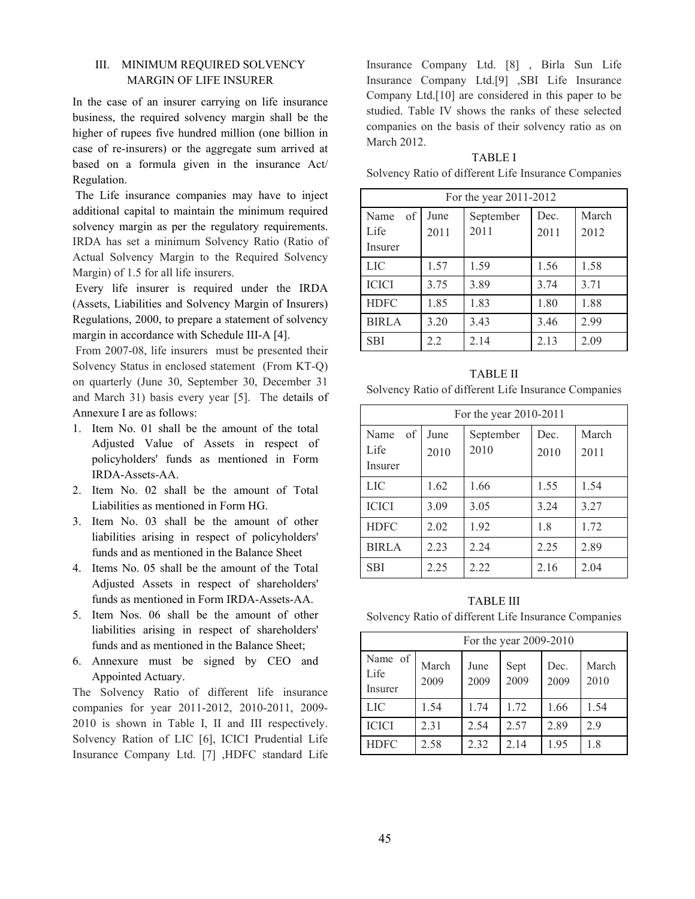### III. MINIMUM REQUIRED SOLVENCY MARGIN OF LIFE INSURER

In the case of an insurer carrying on life insurance business, the required solvency margin shall be the higher of rupees five hundred million (one billion in case of re-insurers) or the aggregate sum arrived at based on a formula given in the insurance Act/ Regulation.

The Life insurance companies may have to inject additional capital to maintain the minimum required solvency margin as per the regulatory requirements. IRDA has set a minimum Solvency Ratio (Ratio of Actual Solvency Margin to the Required Solvency Margin) of 1.5 for all life insurers.

Every life insurer is required under the IRDA (Assets, Liabilities and Solvency Margin of Insurers) Regulations, 2000, to prepare a statement of solvency margin in accordance with Schedule III-A [4].

From 2007-08, life insurers must be presented their Solvency Status in enclosed statement (From KT-Q) on quarterly (June 30, September 30, December 31 and March 31) basis every year [5]. The details of Annexure I are as follows:

1. Item No. 01 shall be the amount of the total Adjusted Value of Assets in respect of policyholders' funds as mentioned in Form IRDA-Assets-AA.
2. Item No. 02 shall be the amount of Total Liabilities as mentioned in Form HG.
3. Item No. 03 shall be the amount of other liabilities arising in respect of policyholders' funds and as mentioned in the Balance Sheet
4. Items No. 05 shall be the amount of the Total Adjusted Assets in respect of shareholders' funds as mentioned in Form IRDA-Assets-AA.
5. Item Nos. 06 shall be the amount of other liabilities arising in respect of shareholders' funds and as mentioned in the Balance Sheet;
6. Annexure must be signed by CEO and Appointed Actuary.

The Solvency Ratio of different life insurance companies for year 2011-2012, 2010-2011, 2009-2010 is shown in Table I, II and III respectively. Solvency Ration of LIC [6], ICICI Prudential Life Insurance Company Ltd. [7] ,HDFC standard Life Insurance Company Ltd. [8] , Birla Sun Life Insurance Company Ltd.[9] ,SBI Life Insurance Company Ltd.[10] are considered in this paper to be studied. Table IV shows the ranks of these selected companies on the basis of their solvency ratio as on March 2012.

TABLE I

Solvency Ratio of different Life Insurance Companies

| For the year 2011-2012 | | | | |
|---|---|---|---|---|
| Name of Life Insurer | June 2011 | September 2011 | Dec. 2011 | March 2012 |
| LIC | 1.57 | 1.59 | 1.56 | 1.58 |
| ICICI | 3.75 | 3.89 | 3.74 | 3.71 |
| HDFC | 1.85 | 1.83 | 1.80 | 1.88 |
| BIRLA | 3.20 | 3.43 | 3.46 | 2.99 |
| SBI | 2.2 | 2.14 | 2.13 | 2.09 |

TABLE II

Solvency Ratio of different Life Insurance Companies

| For the year 2010-2011 | | | | |
|---|---|---|---|---|
| Name of Life Insurer | June 2010 | September 2010 | Dec. 2010 | March 2011 |
| LIC | 1.62 | 1.66 | 1.55 | 1.54 |
| ICICI | 3.09 | 3.05 | 3.24 | 3.27 |
| HDFC | 2.02 | 1.92 | 1.8 | 1.72 |
| BIRLA | 2.23 | 2.24 | 2.25 | 2.89 |
| SBI | 2.25 | 2.22 | 2.16 | 2.04 |

TABLE III

Solvency Ratio of different Life Insurance Companies

| For the year 2009-2010 | | | | | |
|---|---|---|---|---|---|
| Name of Life Insurer | March 2009 | June 2009 | Sept 2009 | Dec. 2009 | March 2010 |
| LIC | 1.54 | 1.74 | 1.72 | 1.66 | 1.54 |
| ICICI | 2.31 | 2.54 | 2.57 | 2.89 | 2.9 |
| HDFC | 2.58 | 2.32 | 2.14 | 1.95 | 1.8 |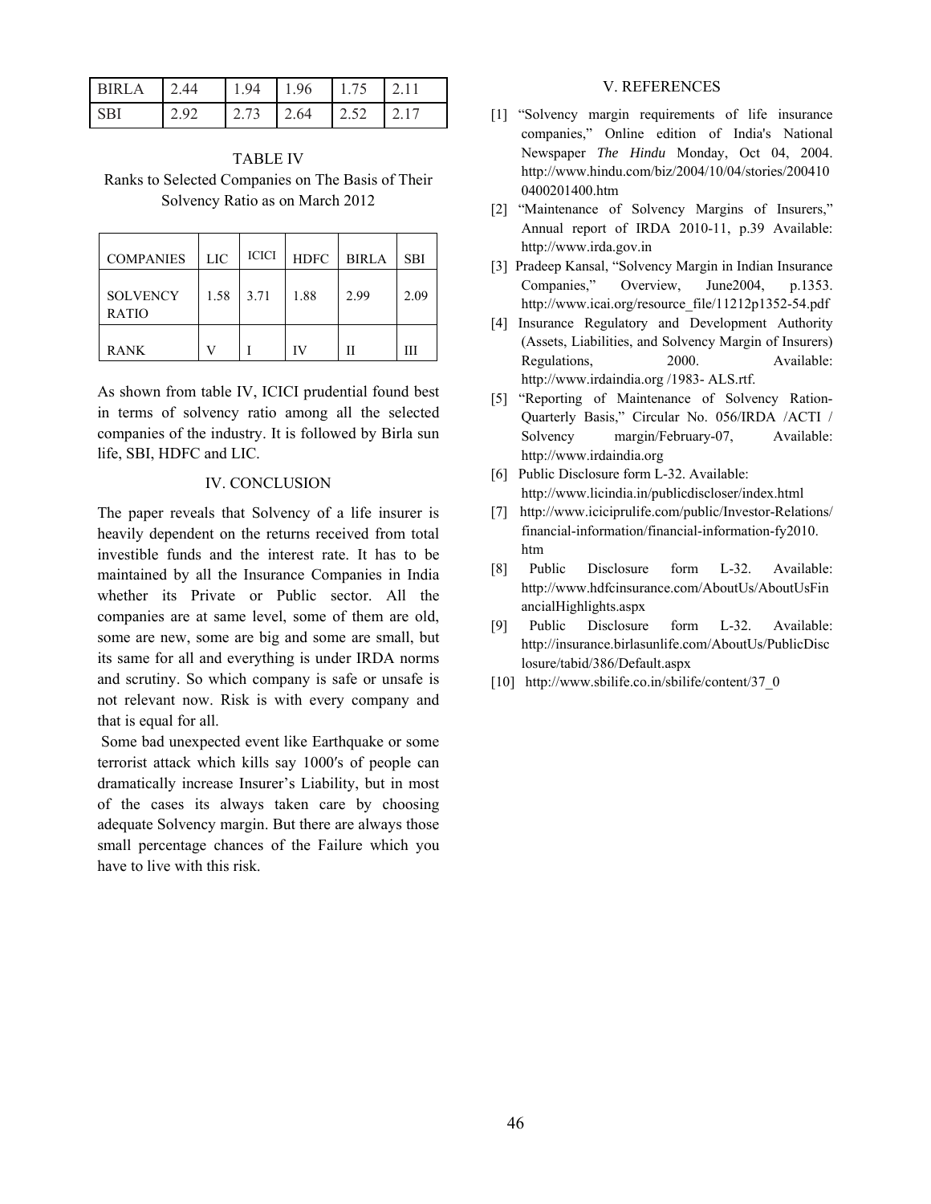| BIRLA | 2.44 | 1.94 | 1.96 | 1.75 | 2.11 |
|---|---|---|---|---|---|
| SBI | 2.92 | 2.73 | 2.64 | 2.52 | 2.17 |

TABLE IV
Ranks to Selected Companies on The Basis of Their Solvency Ratio as on March 2012

| COMPANIES | LIC | ICICI | HDFC | BIRLA | SBI |
|---|---|---|---|---|---|
| SOLVENCY RATIO | 1.58 | 3.71 | 1.88 | 2.99 | 2.09 |
| RANK | V | I | IV | II | III |

As shown from table IV, ICICI prudential found best in terms of solvency ratio among all the selected companies of the industry. It is followed by Birla sun life, SBI, HDFC and LIC.

## IV. CONCLUSION

The paper reveals that Solvency of a life insurer is heavily dependent on the returns received from total investible funds and the interest rate. It has to be maintained by all the Insurance Companies in India whether its Private or Public sector. All the companies are at same level, some of them are old, some are new, some are big and some are small, but its same for all and everything is under IRDA norms and scrutiny. So which company is safe or unsafe is not relevant now. Risk is with every company and that is equal for all.

Some bad unexpected event like Earthquake or some terrorist attack which kills say 1000′s of people can dramatically increase Insurer's Liability, but in most of the cases its always taken care by choosing adequate Solvency margin. But there are always those small percentage chances of the Failure which you have to live with this risk.

## V. REFERENCES

[1] "Solvency margin requirements of life insurance companies," Online edition of India's National Newspaper *The Hindu* Monday, Oct 04, 2004. http://www.hindu.com/biz/2004/10/04/stories/2004100400201400.htm

[2] "Maintenance of Solvency Margins of Insurers," Annual report of IRDA 2010-11, p.39 Available: http://www.irda.gov.in

[3] Pradeep Kansal, "Solvency Margin in Indian Insurance Companies," Overview, June2004, p.1353. http://www.icai.org/resource_file/11212p1352-54.pdf

[4] Insurance Regulatory and Development Authority (Assets, Liabilities, and Solvency Margin of Insurers) Regulations, 2000. Available: http://www.irdaindia.org /1983- ALS.rtf.

[5] "Reporting of Maintenance of Solvency Ration- Quarterly Basis," Circular No. 056/IRDA /ACTI / Solvency margin/February-07, Available: http://www.irdaindia.org

[6] Public Disclosure form L-32. Available: http://www.licindia.in/publicdiscloser/index.html

[7] http://www.iciciprulife.com/public/Investor-Relations/financial-information/financial-information-fy2010.htm

[8] Public Disclosure form L-32. Available: http://www.hdfcinsurance.com/AboutUs/AboutUsFinancialHighlights.aspx

[9] Public Disclosure form L-32. Available: http://insurance.birlasunlife.com/AboutUs/PublicDisclosure/tabid/386/Default.aspx

[10] http://www.sbilife.co.in/sbilife/content/37_0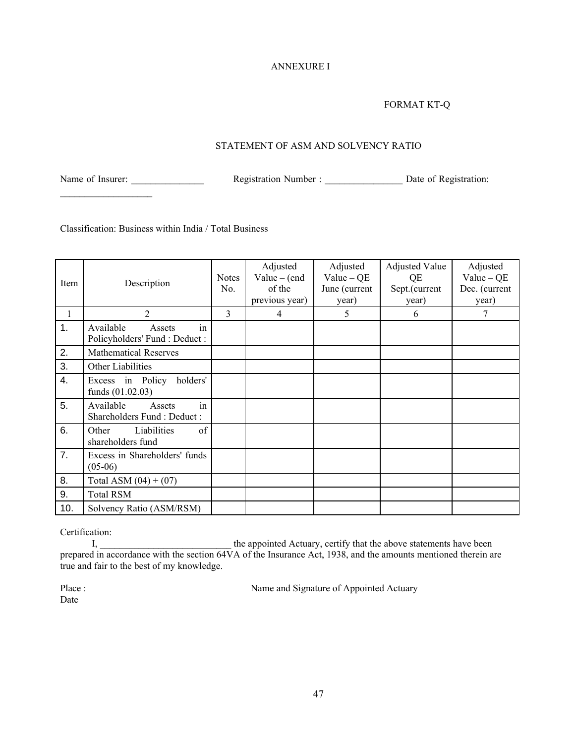ANNEXURE I

FORMAT KT-Q

STATEMENT OF ASM AND SOLVENCY RATIO

Name of Insurer: _______________ Registration Number : ________________ Date of Registration: ___________________

Classification: Business within India / Total Business

| Item | Description | Notes No. | Adjusted Value – (end of the previous year) | Adjusted Value – QE June (current year) | Adjusted Value QE Sept.(current year) | Adjusted Value – QE Dec. (current year) |
|---|---|---|---|---|---|---|
| 1 | 2 | 3 | 4 | 5 | 6 | 7 |
| 1. | Available Assets in Policyholders' Fund : Deduct : | | | | | |
| 2. | Mathematical Reserves | | | | | |
| 3. | Other Liabilities | | | | | |
| 4. | Excess in Policy holders' funds (01.02.03) | | | | | |
| 5. | Available Assets in Shareholders Fund : Deduct : | | | | | |
| 6. | Other Liabilities of shareholders fund | | | | | |
| 7. | Excess in Shareholders' funds (05-06) | | | | | |
| 8. | Total ASM (04) + (07) | | | | | |
| 9. | Total RSM | | | | | |
| 10. | Solvency Ratio (ASM/RSM) | | | | | |

Certification:

I, ___________________________ the appointed Actuary, certify that the above statements have been prepared in accordance with the section 64VA of the Insurance Act, 1938, and the amounts mentioned therein are true and fair to the best of my knowledge.

Place : Name and Signature of Appointed Actuary

Date